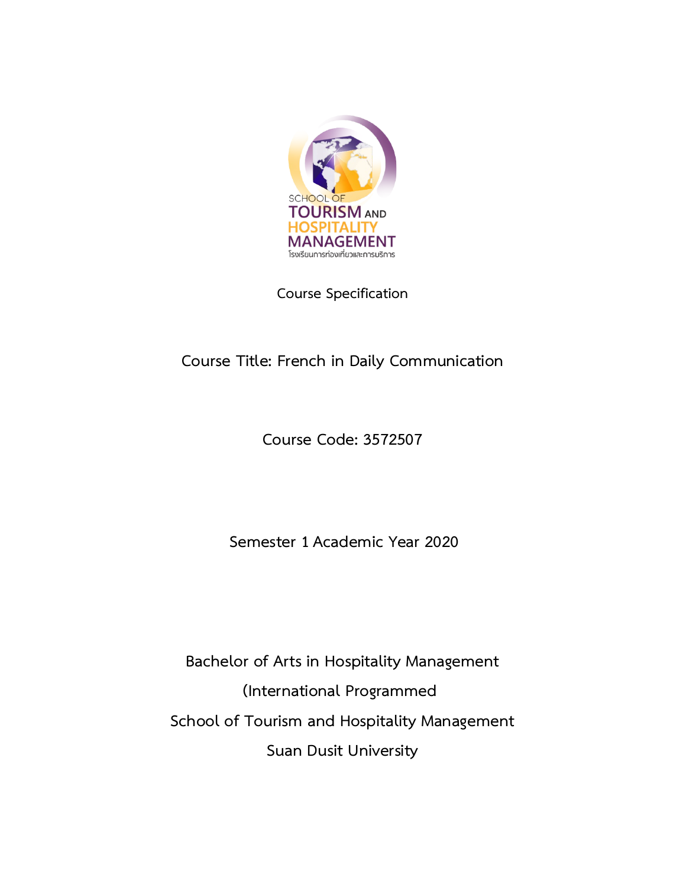SCHOOL OF TOURISM AND HOSPITALITY MANAGEMENT
โรงเรียนการท่องเที่ยวและการบริการ

Course Specification

# Course Title: French in Daily Communication

Course Code: 3572507

Semester 1 Academic Year 2020

Bachelor of Arts in Hospitality Management

(International Programmed

School of Tourism and Hospitality Management

Suan Dusit University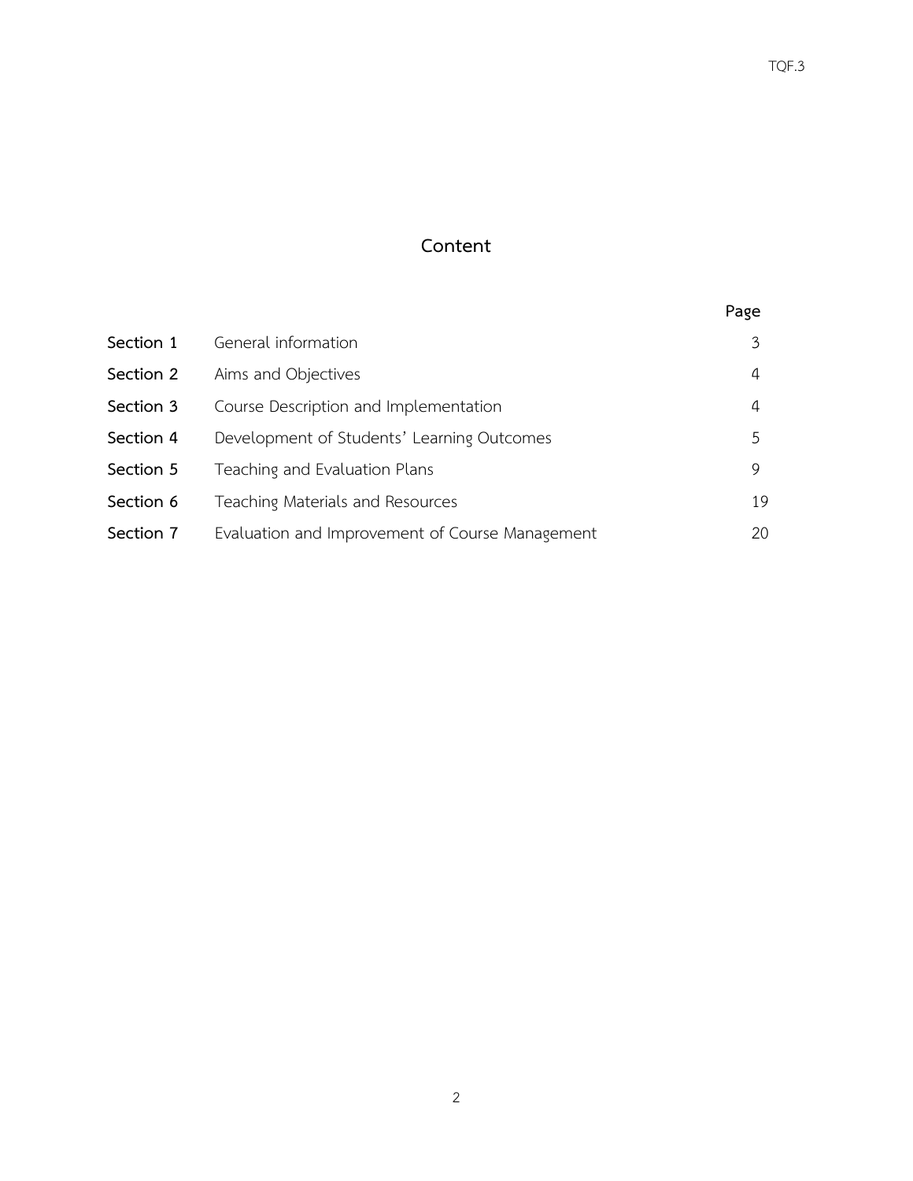# Content

| | | Page |
|---|---|---|
| **Section 1** | General information | 3 |
| **Section 2** | Aims and Objectives | 4 |
| **Section 3** | Course Description and Implementation | 4 |
| **Section 4** | Development of Students' Learning Outcomes | 5 |
| **Section 5** | Teaching and Evaluation Plans | 9 |
| **Section 6** | Teaching Materials and Resources | 19 |
| **Section 7** | Evaluation and Improvement of Course Management | 20 |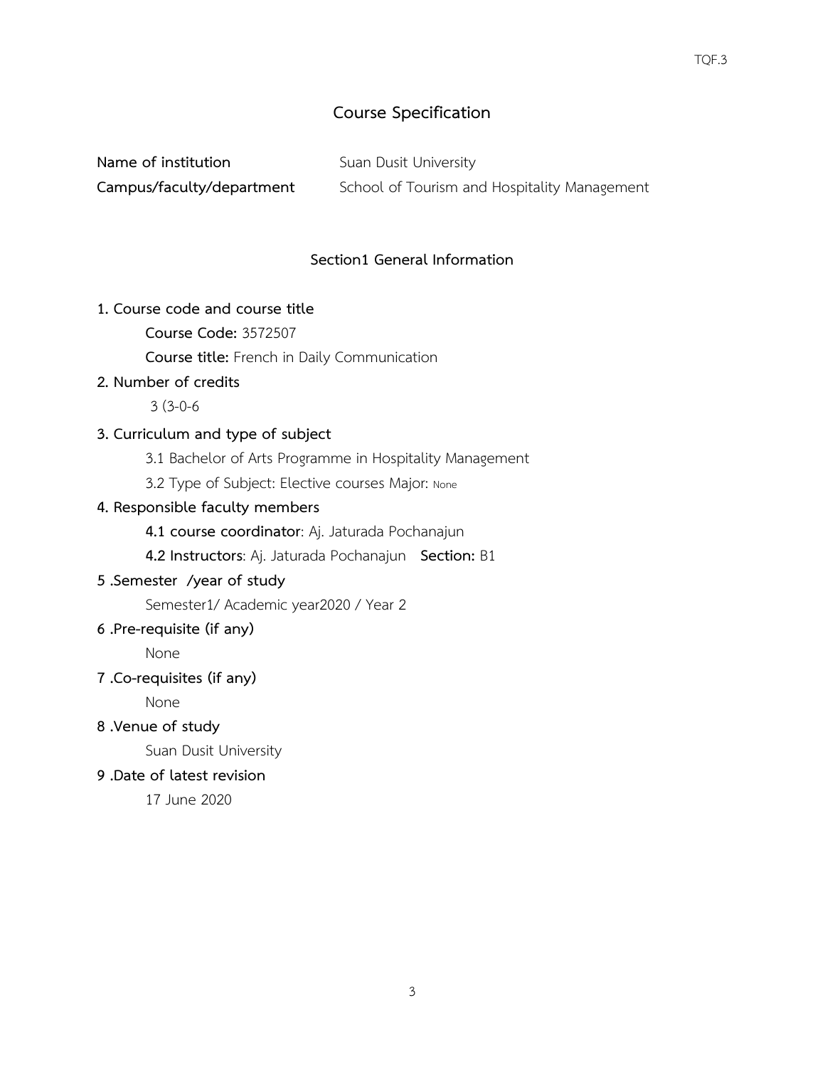# Course Specification

**Name of institution** Suan Dusit University

**Campus/faculty/department** School of Tourism and Hospitality Management

## Section1 General Information

**1. Course code and course title**

**Course Code:** 3572507

**Course title:** French in Daily Communication

**2. Number of credits**

3 (3-0-6

**3. Curriculum and type of subject**

3.1 Bachelor of Arts Programme in Hospitality Management

3.2 Type of Subject: Elective courses Major: None

**4. Responsible faculty members**

**4.1 course coordinator**: Aj. Jaturada Pochanajun

**4.2 Instructors**: Aj. Jaturada Pochanajun **Section:** B1

**5 .Semester /year of study**

Semester1/ Academic year2020 / Year 2

**6 .Pre-requisite (if any)**

None

**7 .Co-requisites (if any)**

None

**8 .Venue of study**

Suan Dusit University

**9 .Date of latest revision**

17 June 2020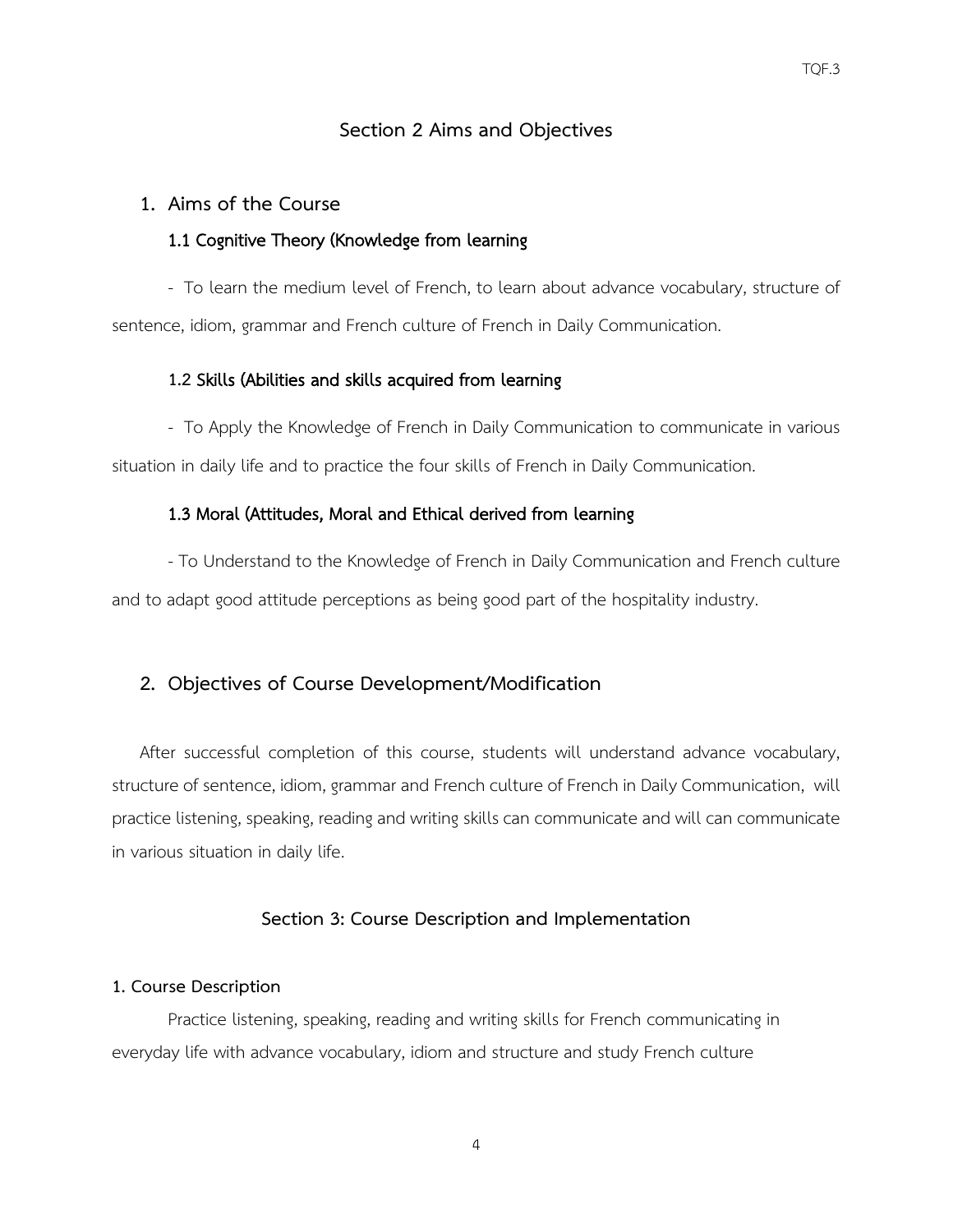## Section 2 Aims and Objectives

### 1. Aims of the Course

#### 1.1 Cognitive Theory (Knowledge from learning

- To learn the medium level of French, to learn about advance vocabulary, structure of sentence, idiom, grammar and French culture of French in Daily Communication.

#### 1.2 Skills (Abilities and skills acquired from learning

- To Apply the Knowledge of French in Daily Communication to communicate in various situation in daily life and to practice the four skills of French in Daily Communication.

#### 1.3 Moral (Attitudes, Moral and Ethical derived from learning

- To Understand to the Knowledge of French in Daily Communication and French culture and to adapt good attitude perceptions as being good part of the hospitality industry.

### 2. Objectives of Course Development/Modification

After successful completion of this course, students will understand advance vocabulary, structure of sentence, idiom, grammar and French culture of French in Daily Communication, will practice listening, speaking, reading and writing skills can communicate and will can communicate in various situation in daily life.

## Section 3: Course Description and Implementation

**1. Course Description**

Practice listening, speaking, reading and writing skills for French communicating in everyday life with advance vocabulary, idiom and structure and study French culture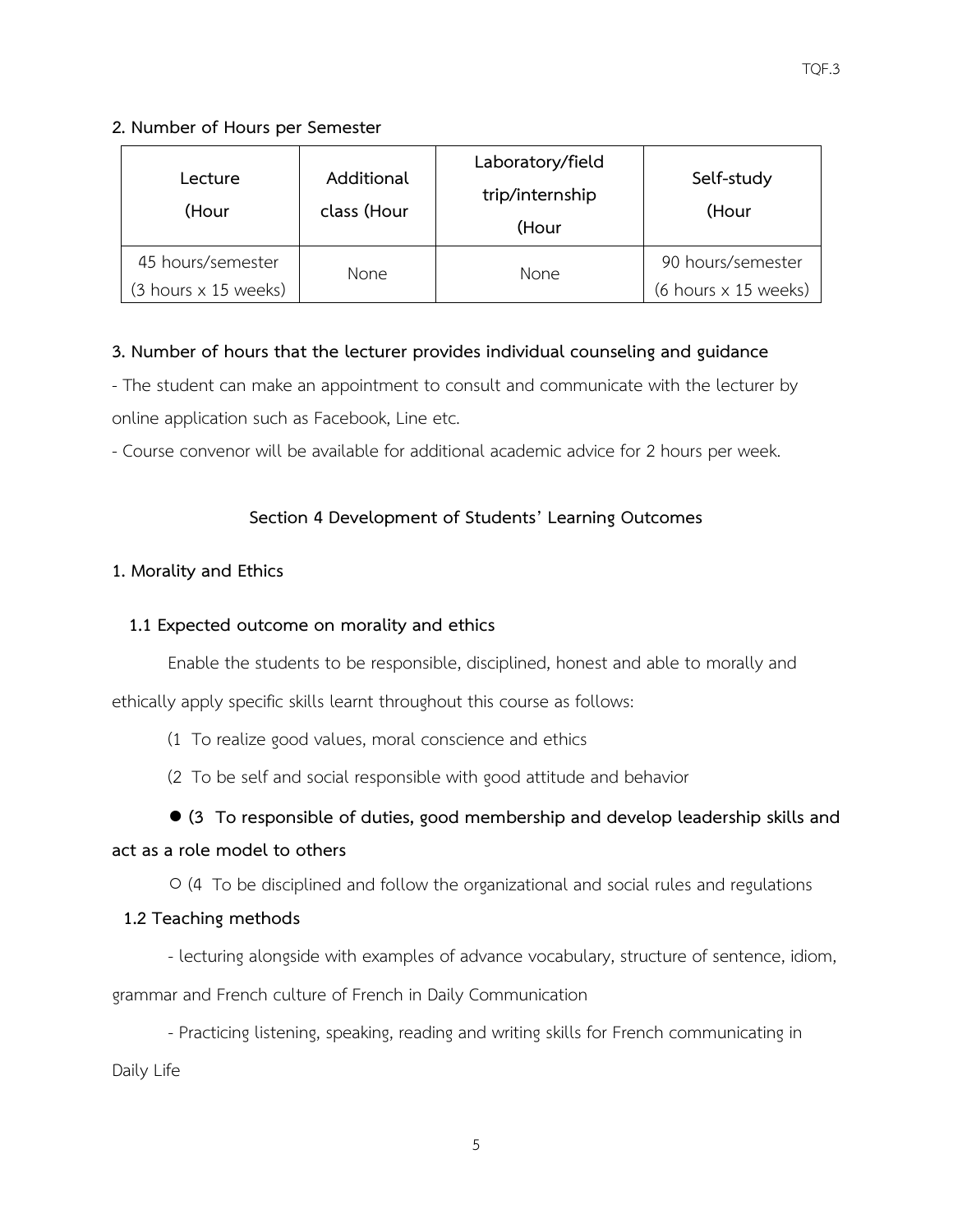**2. Number of Hours per Semester**

| Lecture (Hour | Additional class (Hour | Laboratory/field trip/internship (Hour | Self-study (Hour |
|---|---|---|---|
| 45 hours/semester (3 hours x 15 weeks) | None | None | 90 hours/semester (6 hours x 15 weeks) |

**3. Number of hours that the lecturer provides individual counseling and guidance**

- The student can make an appointment to consult and communicate with the lecturer by online application such as Facebook, Line etc.

- Course convenor will be available for additional academic advice for 2 hours per week.

## Section 4 Development of Students' Learning Outcomes

**1. Morality and Ethics**

**1.1 Expected outcome on morality and ethics**

Enable the students to be responsible, disciplined, honest and able to morally and ethically apply specific skills learnt throughout this course as follows:

(1 To realize good values, moral conscience and ethics

(2 To be self and social responsible with good attitude and behavior

● **(3 To responsible of duties, good membership and develop leadership skills and act as a role model to others**

○ (4 To be disciplined and follow the organizational and social rules and regulations

**1.2 Teaching methods**

- lecturing alongside with examples of advance vocabulary, structure of sentence, idiom, grammar and French culture of French in Daily Communication

- Practicing listening, speaking, reading and writing skills for French communicating in Daily Life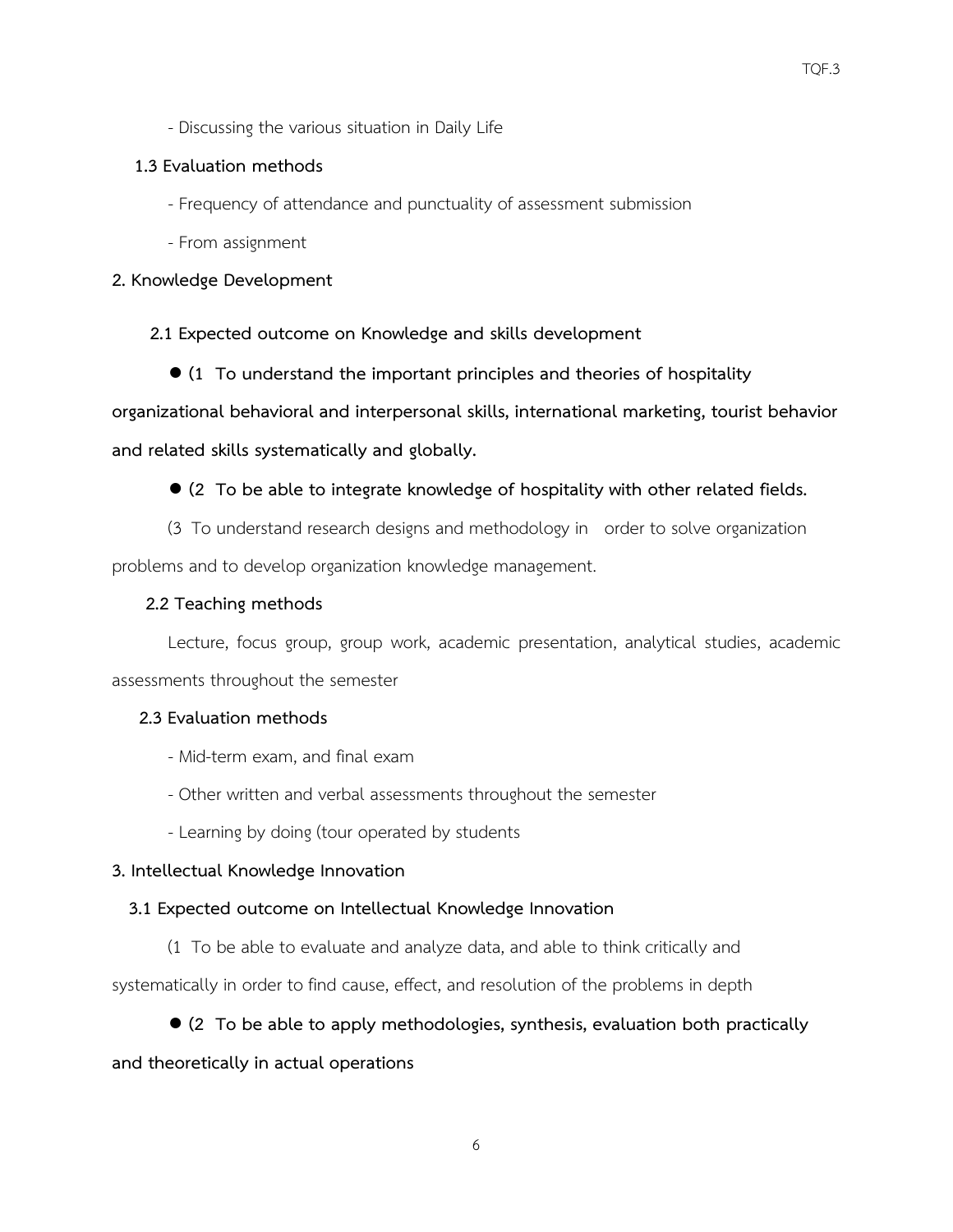- Discussing the various situation in Daily Life

**1.3 Evaluation methods**

- Frequency of attendance and punctuality of assessment submission
- From assignment

**2. Knowledge Development**

**2.1 Expected outcome on Knowledge and skills development**

● **(1 To understand the important principles and theories of hospitality organizational behavioral and interpersonal skills, international marketing, tourist behavior and related skills systematically and globally.**

● **(2 To be able to integrate knowledge of hospitality with other related fields.**

(3 To understand research designs and methodology in order to solve organization problems and to develop organization knowledge management.

**2.2 Teaching methods**

Lecture, focus group, group work, academic presentation, analytical studies, academic assessments throughout the semester

**2.3 Evaluation methods**

- Mid-term exam, and final exam
- Other written and verbal assessments throughout the semester
- Learning by doing (tour operated by students

**3. Intellectual Knowledge Innovation**

**3.1 Expected outcome on Intellectual Knowledge Innovation**

(1 To be able to evaluate and analyze data, and able to think critically and systematically in order to find cause, effect, and resolution of the problems in depth

● **(2 To be able to apply methodologies, synthesis, evaluation both practically and theoretically in actual operations**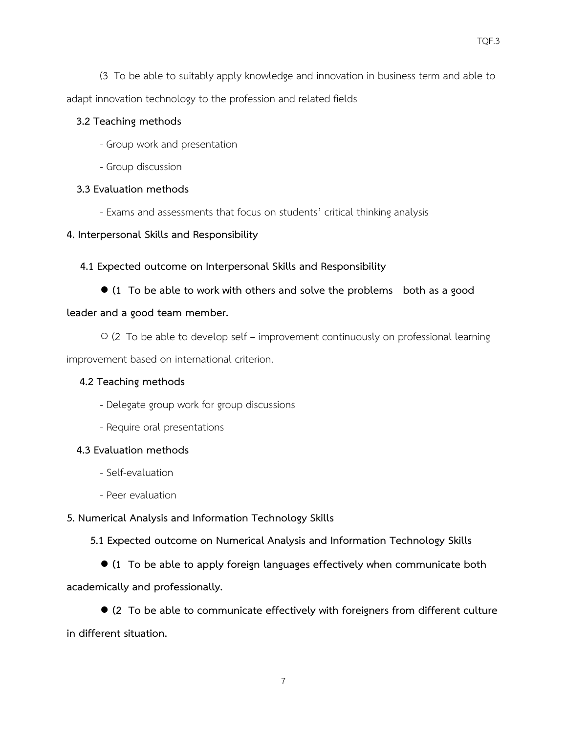(3 To be able to suitably apply knowledge and innovation in business term and able to adapt innovation technology to the profession and related fields

**3.2 Teaching methods**

- Group work and presentation
- Group discussion

**3.3 Evaluation methods**

- Exams and assessments that focus on students' critical thinking analysis

**4. Interpersonal Skills and Responsibility**

**4.1 Expected outcome on Interpersonal Skills and Responsibility**

● **(1 To be able to work with others and solve the problems both as a good leader and a good team member.**

○ (2 To be able to develop self – improvement continuously on professional learning improvement based on international criterion.

**4.2 Teaching methods**

- Delegate group work for group discussions
- Require oral presentations

**4.3 Evaluation methods**

- Self-evaluation
- Peer evaluation

**5. Numerical Analysis and Information Technology Skills**

**5.1 Expected outcome on Numerical Analysis and Information Technology Skills**

● **(1 To be able to apply foreign languages effectively when communicate both academically and professionally.**

● **(2 To be able to communicate effectively with foreigners from different culture in different situation.**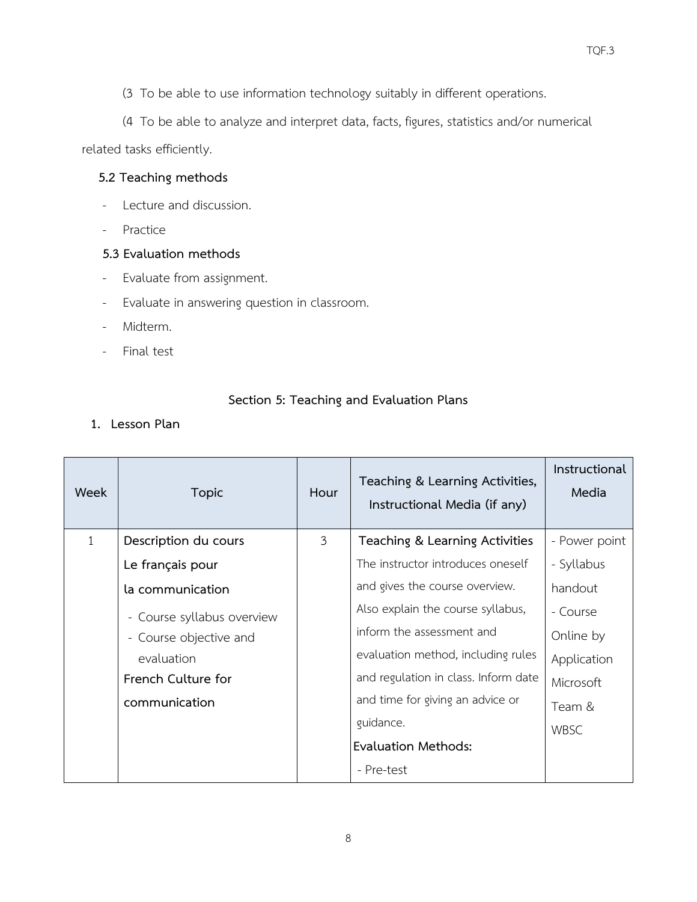(3 To be able to use information technology suitably in different operations.

(4 To be able to analyze and interpret data, facts, figures, statistics and/or numerical related tasks efficiently.

**5.2 Teaching methods**

- Lecture and discussion.
- Practice

**5.3 Evaluation methods**

- Evaluate from assignment.
- Evaluate in answering question in classroom.
- Midterm.
- Final test

## Section 5: Teaching and Evaluation Plans

**1. Lesson Plan**

| Week | Topic | Hour | Teaching & Learning Activities, Instructional Media (if any) | Instructional Media |
|---|---|---|---|---|
| 1 | **Description du cours Le français pour la communication**<br>- Course syllabus overview<br>- Course objective and evaluation<br>**French Culture for communication** | 3 | **Teaching & Learning Activities**<br>The instructor introduces oneself and gives the course overview. Also explain the course syllabus, inform the assessment and evaluation method, including rules and regulation in class. Inform date and time for giving an advice or guidance.<br>**Evaluation Methods:**<br>- Pre-test | - Power point<br>- Syllabus handout<br>- Course Online by Application Microsoft Team & WBSC |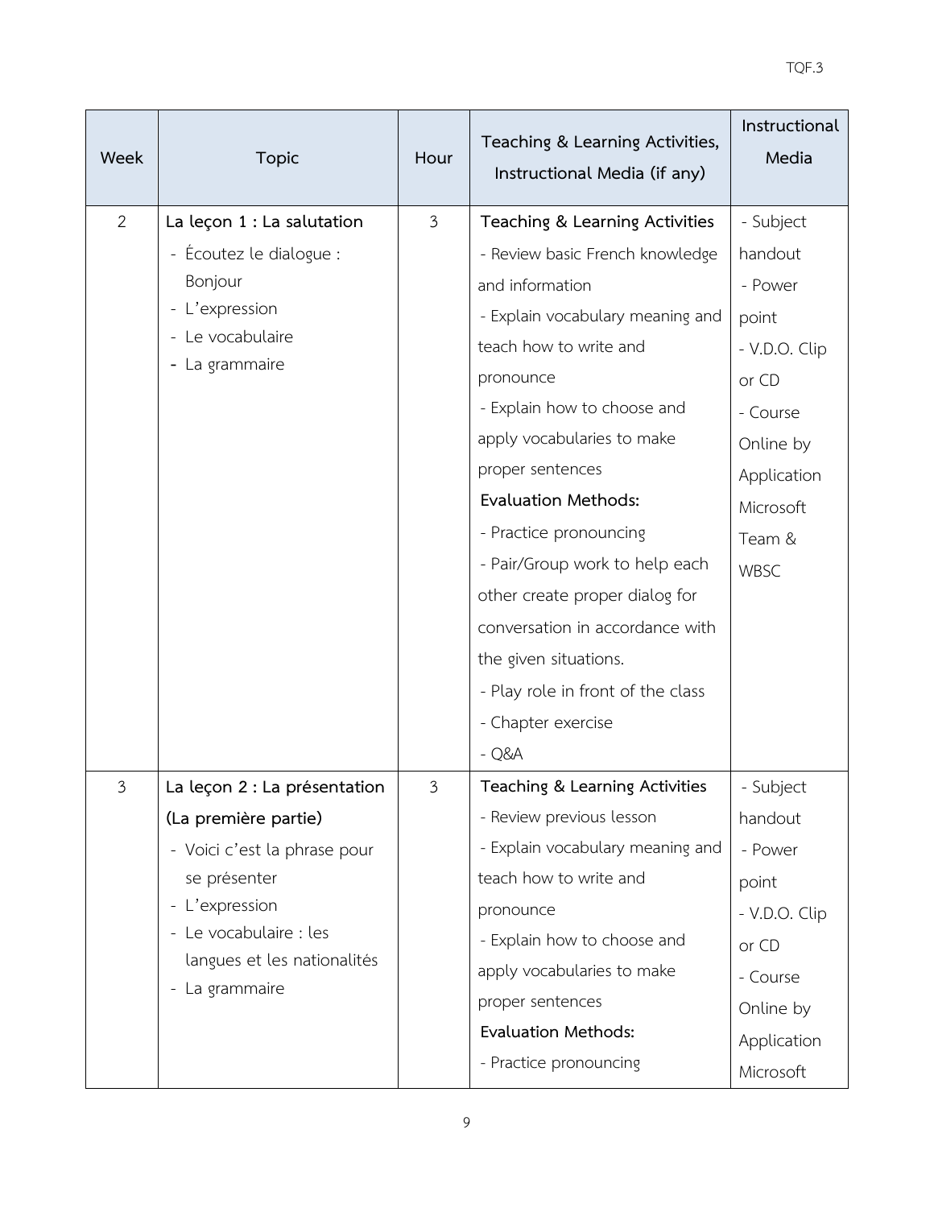| Week | Topic | Hour | Teaching & Learning Activities, Instructional Media (if any) | Instructional Media |
|---|---|---|---|---|
| 2 | **La leçon 1 : La salutation**<br>- Écoutez le dialogue : Bonjour<br>- L'expression<br>- Le vocabulaire<br>- La grammaire | 3 | **Teaching & Learning Activities**<br>- Review basic French knowledge and information<br>- Explain vocabulary meaning and teach how to write and pronounce<br>- Explain how to choose and apply vocabularies to make proper sentences<br>**Evaluation Methods:**<br>- Practice pronouncing<br>- Pair/Group work to help each other create proper dialog for conversation in accordance with the given situations.<br>- Play role in front of the class<br>- Chapter exercise<br>- Q&A | - Subject handout<br>- Power point<br>- V.D.O. Clip or CD<br>- Course Online by Application Microsoft Team & WBSC |
| 3 | **La leçon 2 : La présentation (La première partie)**<br>- Voici c'est la phrase pour se présenter<br>- L'expression<br>- Le vocabulaire : les langues et les nationalités<br>- La grammaire | 3 | **Teaching & Learning Activities**<br>- Review previous lesson<br>- Explain vocabulary meaning and teach how to write and pronounce<br>- Explain how to choose and apply vocabularies to make proper sentences<br>**Evaluation Methods:**<br>- Practice pronouncing | - Subject handout<br>- Power point<br>- V.D.O. Clip or CD<br>- Course Online by Application Microsoft |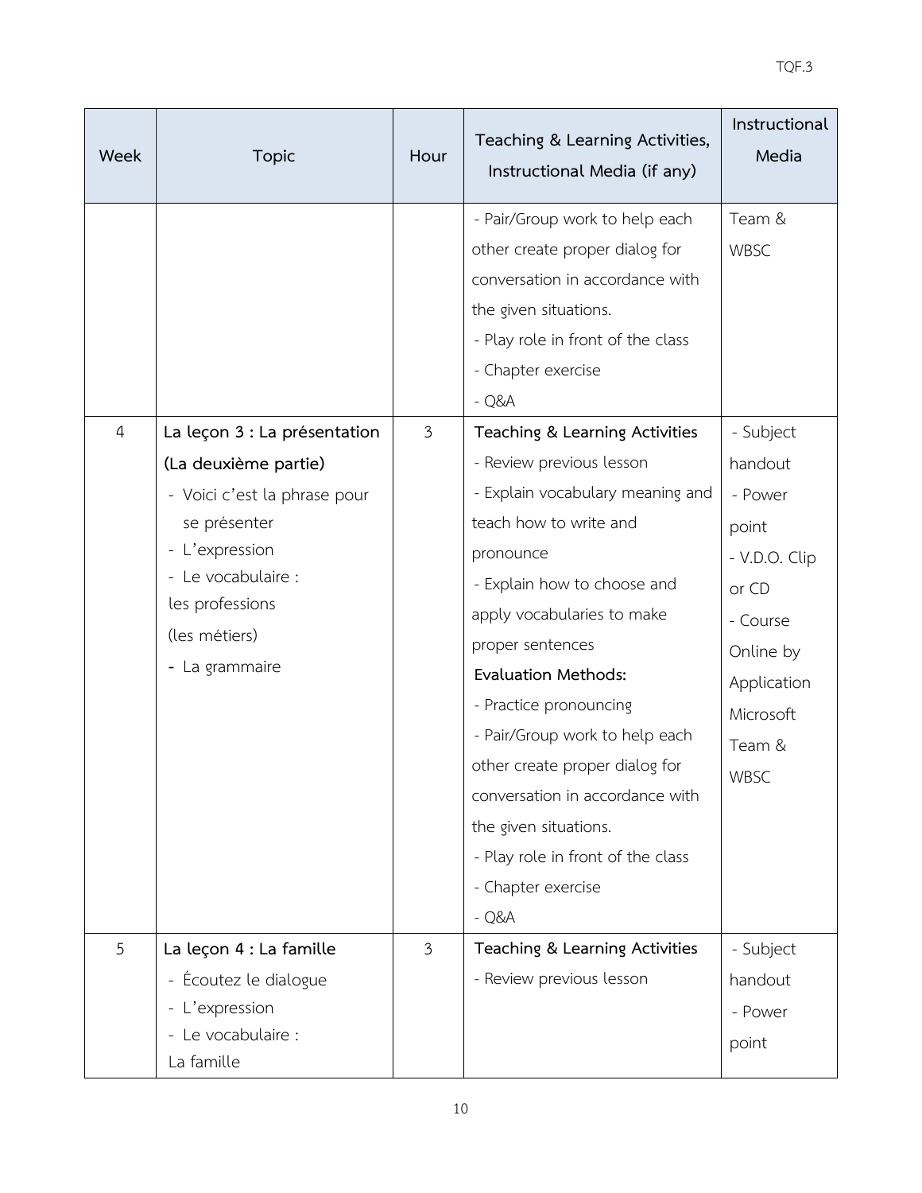| Week | Topic | Hour | Teaching & Learning Activities, Instructional Media (if any) | Instructional Media |
|---|---|---|---|---|
| | | | - Pair/Group work to help each other create proper dialog for conversation in accordance with the given situations.<br>- Play role in front of the class<br>- Chapter exercise<br>- Q&A | Team & WBSC |
| 4 | **La leçon 3 : La présentation (La deuxième partie)**<br>- Voici c'est la phrase pour se présenter<br>- L'expression<br>- Le vocabulaire : les professions (les métiers)<br>- La grammaire | 3 | **Teaching & Learning Activities**<br>- Review previous lesson<br>- Explain vocabulary meaning and teach how to write and pronounce<br>- Explain how to choose and apply vocabularies to make proper sentences<br>**Evaluation Methods:**<br>- Practice pronouncing<br>- Pair/Group work to help each other create proper dialog for conversation in accordance with the given situations.<br>- Play role in front of the class<br>- Chapter exercise<br>- Q&A | - Subject handout<br>- Power point<br>- V.D.O. Clip or CD<br>- Course Online by Application Microsoft Team & WBSC |
| 5 | **La leçon 4 : La famille**<br>- Écoutez le dialogue<br>- L'expression<br>- Le vocabulaire : La famille | 3 | **Teaching & Learning Activities**<br>- Review previous lesson | - Subject handout<br>- Power point |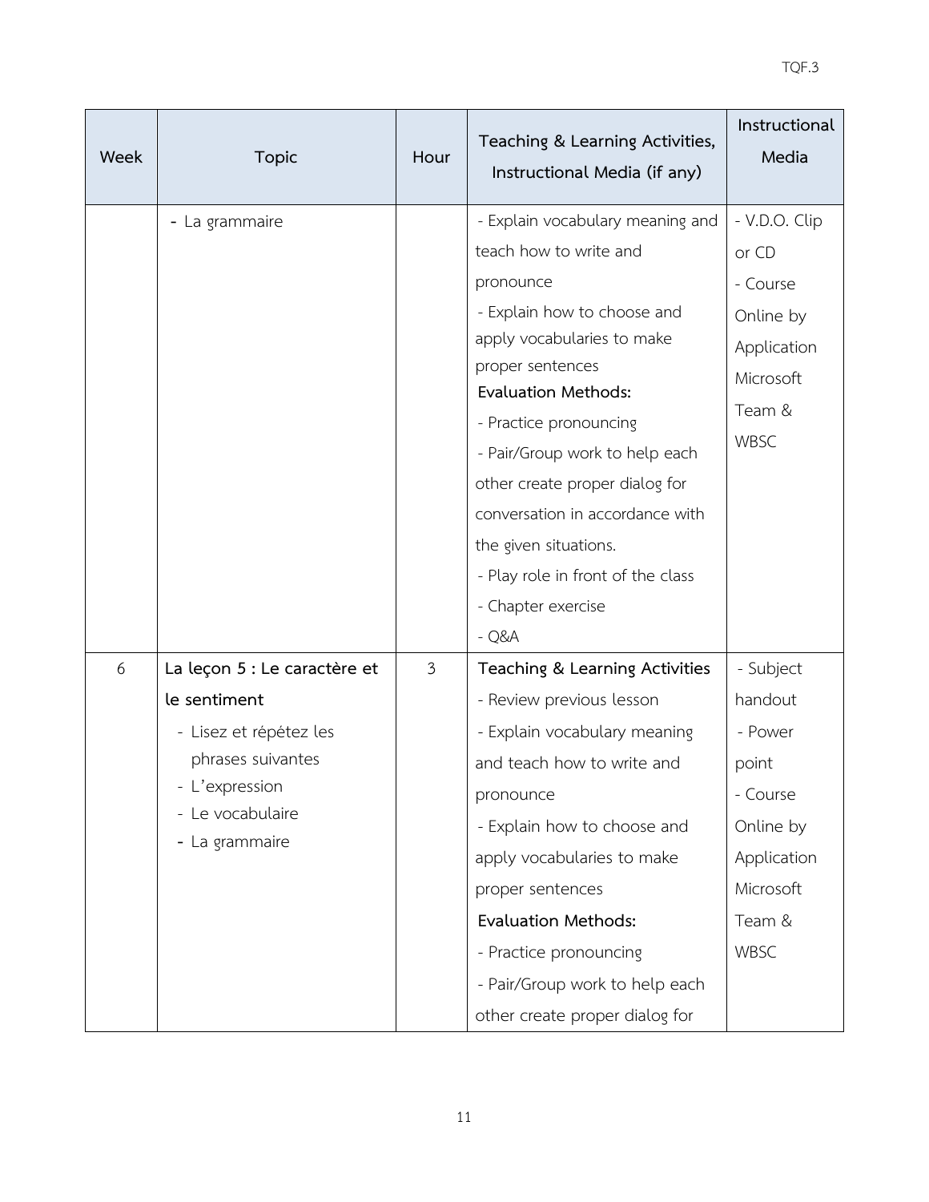| Week | Topic | Hour | Teaching & Learning Activities, Instructional Media (if any) | Instructional Media |
|---|---|---|---|---|
| | - La grammaire | | - Explain vocabulary meaning and teach how to write and pronounce<br>- Explain how to choose and apply vocabularies to make proper sentences<br>**Evaluation Methods:**<br>- Practice pronouncing<br>- Pair/Group work to help each other create proper dialog for conversation in accordance with the given situations.<br>- Play role in front of the class<br>- Chapter exercise<br>- Q&A | - V.D.O. Clip or CD<br>- Course Online by Application Microsoft Team & WBSC |
| 6 | **La leçon 5 : Le caractère et le sentiment**<br>- Lisez et répétez les phrases suivantes<br>- L'expression<br>- Le vocabulaire<br>- La grammaire | 3 | **Teaching & Learning Activities**<br>- Review previous lesson<br>- Explain vocabulary meaning and teach how to write and pronounce<br>- Explain how to choose and apply vocabularies to make proper sentences<br>**Evaluation Methods:**<br>- Practice pronouncing<br>- Pair/Group work to help each other create proper dialog for | - Subject handout<br>- Power point<br>- Course Online by Application Microsoft Team & WBSC |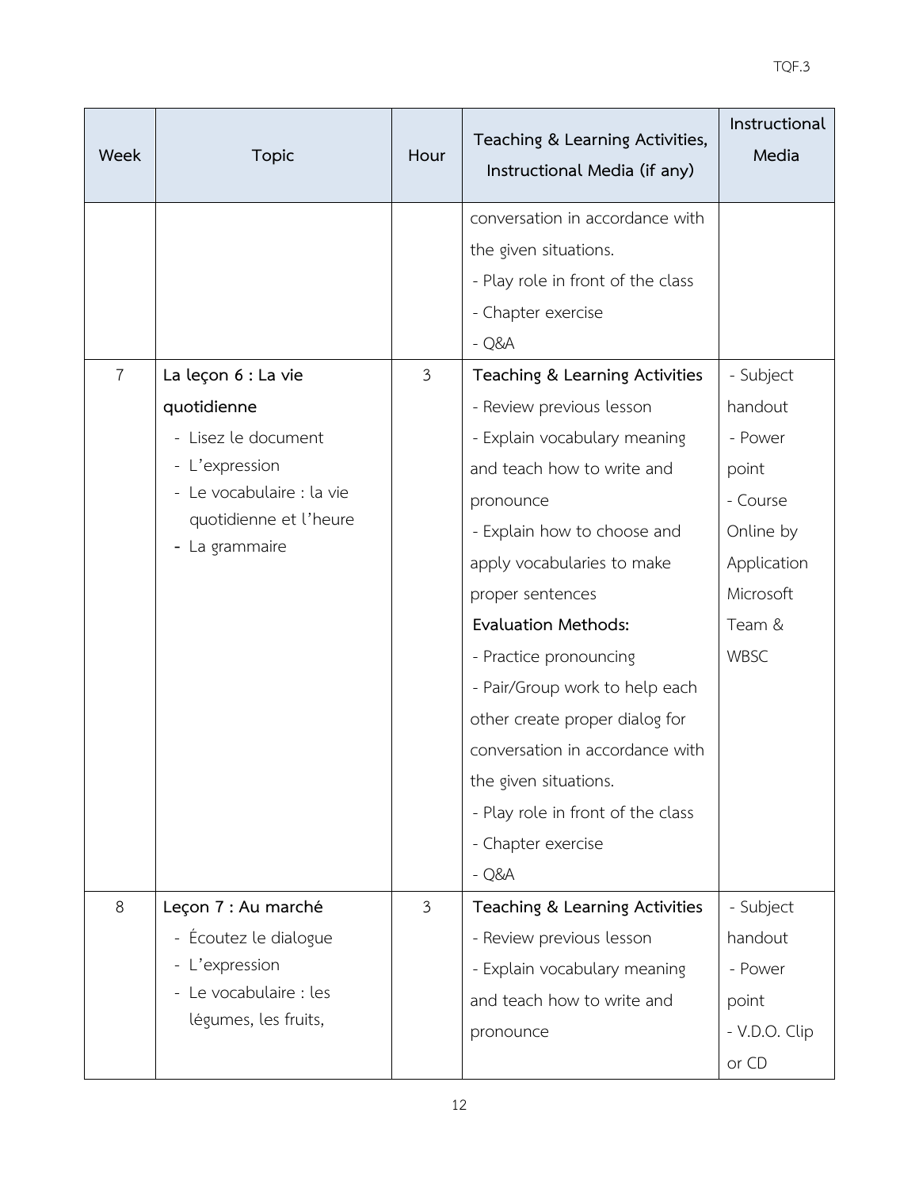| Week | Topic | Hour | Teaching & Learning Activities, Instructional Media (if any) | Instructional Media |
|---|---|---|---|---|
| | | | conversation in accordance with the given situations.<br>- Play role in front of the class<br>- Chapter exercise<br>- Q&A | |
| 7 | **La leçon 6 : La vie quotidienne**<br>- Lisez le document<br>- L'expression<br>- Le vocabulaire : la vie quotidienne et l'heure<br>- La grammaire | 3 | **Teaching & Learning Activities**<br>- Review previous lesson<br>- Explain vocabulary meaning and teach how to write and pronounce<br>- Explain how to choose and apply vocabularies to make proper sentences<br>**Evaluation Methods:**<br>- Practice pronouncing<br>- Pair/Group work to help each other create proper dialog for conversation in accordance with the given situations.<br>- Play role in front of the class<br>- Chapter exercise<br>- Q&A | - Subject handout<br>- Power point<br>- Course Online by Application Microsoft Team & WBSC |
| 8 | **Leçon 7 : Au marché**<br>- Écoutez le dialogue<br>- L'expression<br>- Le vocabulaire : les légumes, les fruits, | 3 | **Teaching & Learning Activities**<br>- Review previous lesson<br>- Explain vocabulary meaning and teach how to write and pronounce | - Subject handout<br>- Power point<br>- V.D.O. Clip or CD |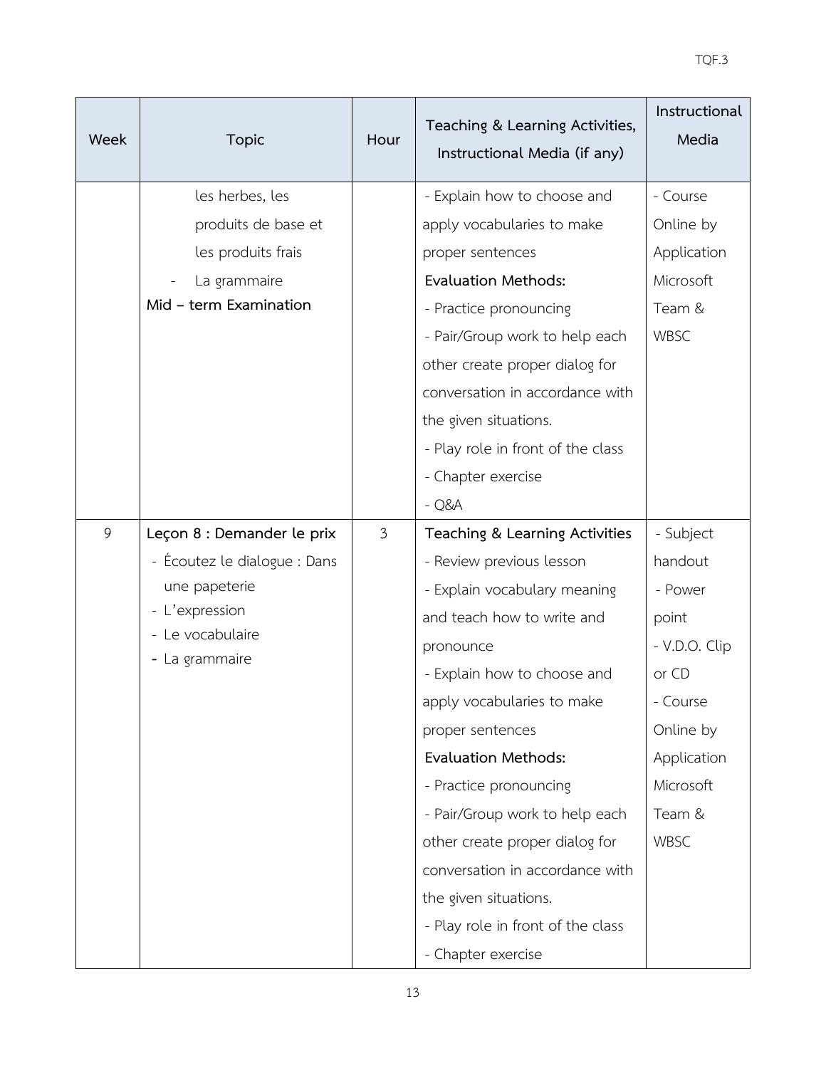| Week | Topic | Hour | Teaching & Learning Activities, Instructional Media (if any) | Instructional Media |
|---|---|---|---|---|
| | les herbes, les produits de base et les produits frais<br>- La grammaire<br>**Mid – term Examination** | | - Explain how to choose and apply vocabularies to make proper sentences<br>**Evaluation Methods:**<br>- Practice pronouncing<br>- Pair/Group work to help each other create proper dialog for conversation in accordance with the given situations.<br>- Play role in front of the class<br>- Chapter exercise<br>- Q&A | - Course Online by Application Microsoft Team & WBSC |
| 9 | **Leçon 8 : Demander le prix**<br>- Écoutez le dialogue : Dans une papeterie<br>- L'expression<br>- Le vocabulaire<br>- La grammaire | 3 | **Teaching & Learning Activities**<br>- Review previous lesson<br>- Explain vocabulary meaning and teach how to write and pronounce<br>- Explain how to choose and apply vocabularies to make proper sentences<br>**Evaluation Methods:**<br>- Practice pronouncing<br>- Pair/Group work to help each other create proper dialog for conversation in accordance with the given situations.<br>- Play role in front of the class<br>- Chapter exercise | - Subject handout<br>- Power point<br>- V.D.O. Clip or CD<br>- Course Online by Application Microsoft Team & WBSC |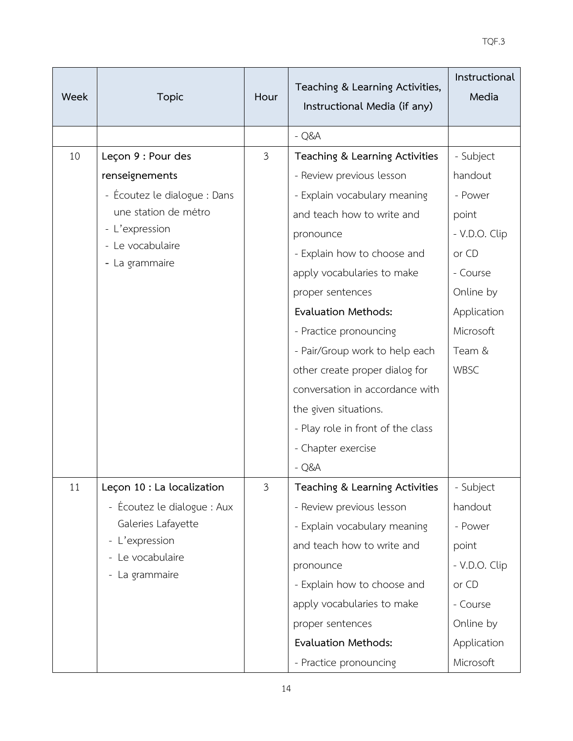| Week | Topic | Hour | Teaching & Learning Activities, Instructional Media (if any) | Instructional Media |
|---|---|---|---|---|
| | | | - Q&A | |
| 10 | **Leçon 9 : Pour des renseignements**<br>- Écoutez le dialogue : Dans une station de métro<br>- L'expression<br>- Le vocabulaire<br>- La grammaire | 3 | **Teaching & Learning Activities**<br>- Review previous lesson<br>- Explain vocabulary meaning and teach how to write and pronounce<br>- Explain how to choose and apply vocabularies to make proper sentences<br>**Evaluation Methods:**<br>- Practice pronouncing<br>- Pair/Group work to help each other create proper dialog for conversation in accordance with the given situations.<br>- Play role in front of the class<br>- Chapter exercise<br>- Q&A | - Subject handout<br>- Power point<br>- V.D.O. Clip or CD<br>- Course Online by Application Microsoft Team & WBSC |
| 11 | **Leçon 10 : La localization**<br>- Écoutez le dialogue : Aux Galeries Lafayette<br>- L'expression<br>- Le vocabulaire<br>- La grammaire | 3 | **Teaching & Learning Activities**<br>- Review previous lesson<br>- Explain vocabulary meaning and teach how to write and pronounce<br>- Explain how to choose and apply vocabularies to make proper sentences<br>**Evaluation Methods:**<br>- Practice pronouncing | - Subject handout<br>- Power point<br>- V.D.O. Clip or CD<br>- Course Online by Application Microsoft |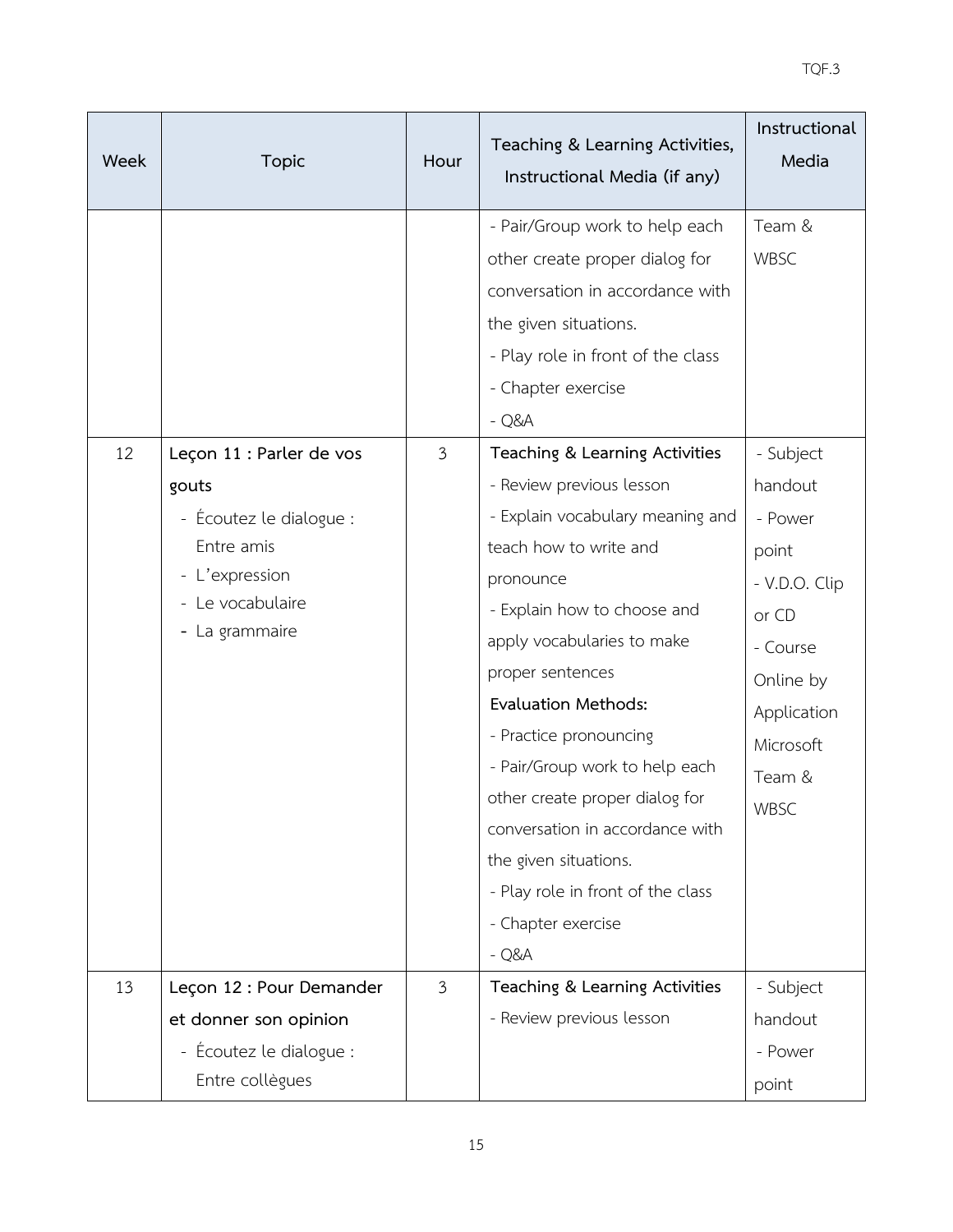| Week | Topic | Hour | Teaching & Learning Activities, Instructional Media (if any) | Instructional Media |
|---|---|---|---|---|
| | | | - Pair/Group work to help each other create proper dialog for conversation in accordance with the given situations.<br>- Play role in front of the class<br>- Chapter exercise<br>- Q&A | Team & WBSC |
| 12 | **Leçon 11 : Parler de vos gouts**<br>- Écoutez le dialogue : Entre amis<br>- L'expression<br>- Le vocabulaire<br>- La grammaire | 3 | **Teaching & Learning Activities**<br>- Review previous lesson<br>- Explain vocabulary meaning and teach how to write and pronounce<br>- Explain how to choose and apply vocabularies to make proper sentences<br>**Evaluation Methods:**<br>- Practice pronouncing<br>- Pair/Group work to help each other create proper dialog for conversation in accordance with the given situations.<br>- Play role in front of the class<br>- Chapter exercise<br>- Q&A | - Subject handout<br>- Power point<br>- V.D.O. Clip or CD<br>- Course Online by Application Microsoft Team & WBSC |
| 13 | **Leçon 12 : Pour Demander et donner son opinion**<br>- Écoutez le dialogue : Entre collègues | 3 | **Teaching & Learning Activities**<br>- Review previous lesson | - Subject handout<br>- Power point |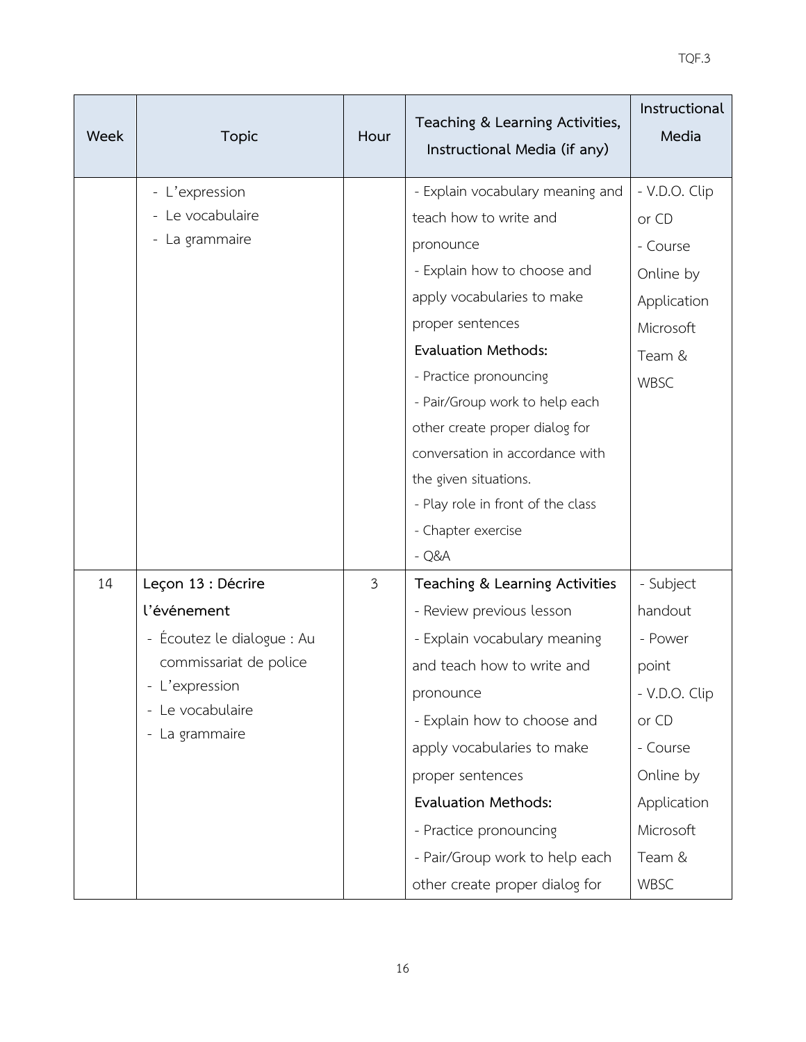| Week | Topic | Hour | Teaching & Learning Activities, Instructional Media (if any) | Instructional Media |
|---|---|---|---|---|
| | - L'expression<br>- Le vocabulaire<br>- La grammaire | | - Explain vocabulary meaning and teach how to write and pronounce<br>- Explain how to choose and apply vocabularies to make proper sentences<br>**Evaluation Methods:**<br>- Practice pronouncing<br>- Pair/Group work to help each other create proper dialog for conversation in accordance with the given situations.<br>- Play role in front of the class<br>- Chapter exercise<br>- Q&A | - V.D.O. Clip or CD<br>- Course Online by Application Microsoft Team & WBSC |
| 14 | **Leçon 13 : Décrire l'événement**<br>- Écoutez le dialogue : Au commissariat de police<br>- L'expression<br>- Le vocabulaire<br>- La grammaire | 3 | **Teaching & Learning Activities**<br>- Review previous lesson<br>- Explain vocabulary meaning and teach how to write and pronounce<br>- Explain how to choose and apply vocabularies to make proper sentences<br>**Evaluation Methods:**<br>- Practice pronouncing<br>- Pair/Group work to help each other create proper dialog for | - Subject handout<br>- Power point<br>- V.D.O. Clip or CD<br>- Course Online by Application Microsoft Team & WBSC |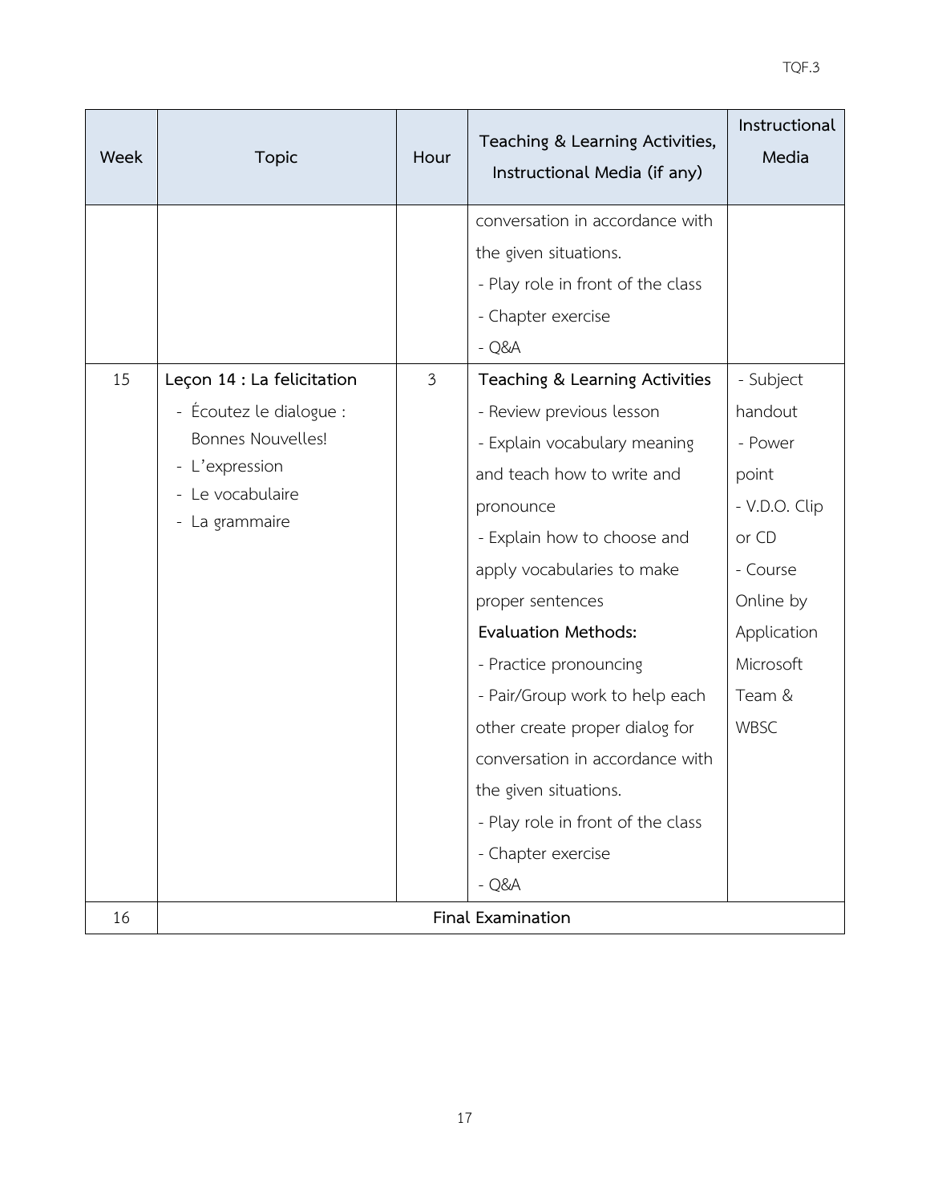| Week | Topic | Hour | Teaching & Learning Activities, Instructional Media (if any) | Instructional Media |
|---|---|---|---|---|
| | | | conversation in accordance with the given situations.<br>- Play role in front of the class<br>- Chapter exercise<br>- Q&A | |
| 15 | **Leçon 14 : La felicitation**<br>- Écoutez le dialogue : Bonnes Nouvelles!<br>- L'expression<br>- Le vocabulaire<br>- La grammaire | 3 | **Teaching & Learning Activities**<br>- Review previous lesson<br>- Explain vocabulary meaning and teach how to write and pronounce<br>- Explain how to choose and apply vocabularies to make proper sentences<br>**Evaluation Methods:**<br>- Practice pronouncing<br>- Pair/Group work to help each other create proper dialog for conversation in accordance with the given situations.<br>- Play role in front of the class<br>- Chapter exercise<br>- Q&A | - Subject handout<br>- Power point<br>- V.D.O. Clip or CD<br>- Course Online by Application Microsoft Team & WBSC |
| 16 | **Final Examination** | | | |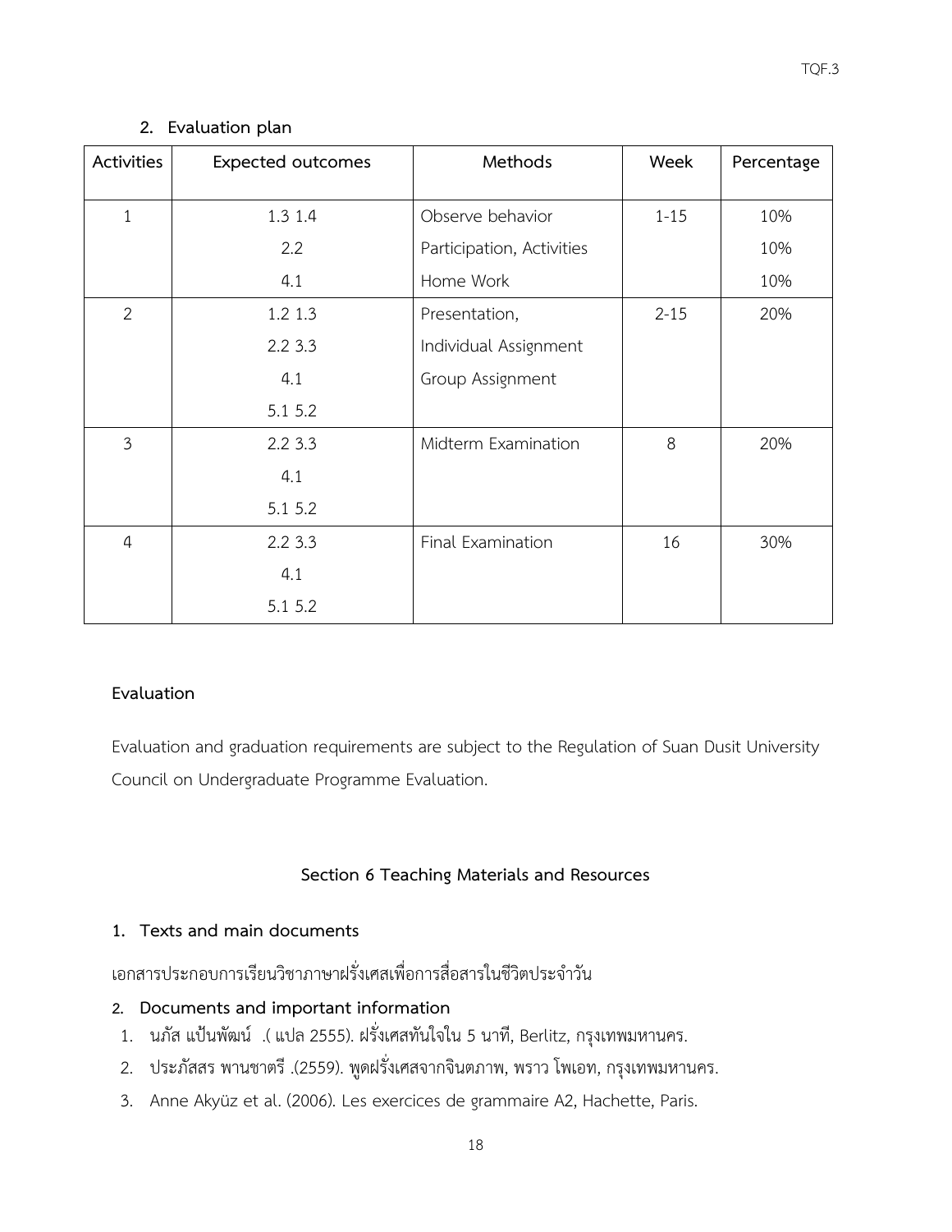### 2. Evaluation plan

| Activities | Expected outcomes | Methods | Week | Percentage |
|---|---|---|---|---|
| 1 | 1.3 1.4 | Observe behavior | 1-15 | 10% |
| | 2.2 | Participation, Activities | | 10% |
| | 4.1 | Home Work | | 10% |
| 2 | 1.2 1.3<br>2.2 3.3<br>4.1<br>5.1 5.2 | Presentation,<br>Individual Assignment<br>Group Assignment | 2-15 | 20% |
| 3 | 2.2 3.3<br>4.1<br>5.1 5.2 | Midterm Examination | 8 | 20% |
| 4 | 2.2 3.3<br>4.1<br>5.1 5.2 | Final Examination | 16 | 30% |

**Evaluation**

Evaluation and graduation requirements are subject to the Regulation of Suan Dusit University Council on Undergraduate Programme Evaluation.

## Section 6 Teaching Materials and Resources

### 1. Texts and main documents

เอกสารประกอบการเรียนวิชาภาษาฝรั่งเศสเพื่อการสื่อสารในชีวิตประจำวัน

### 2. Documents and important information

1. นภัส แป้นพัฒน์ .( แปล 2555). ฝรั่งเศสทันใจใน 5 นาที, Berlitz, กรุงเทพมหานคร.
2. ประภัสสร พานชาตรี .(2559). พูดฝรั่งเศสจากจินตภาพ, พราว โพเอท, กรุงเทพมหานคร.
3. Anne Akyüz et al. (2006). Les exercices de grammaire A2, Hachette, Paris.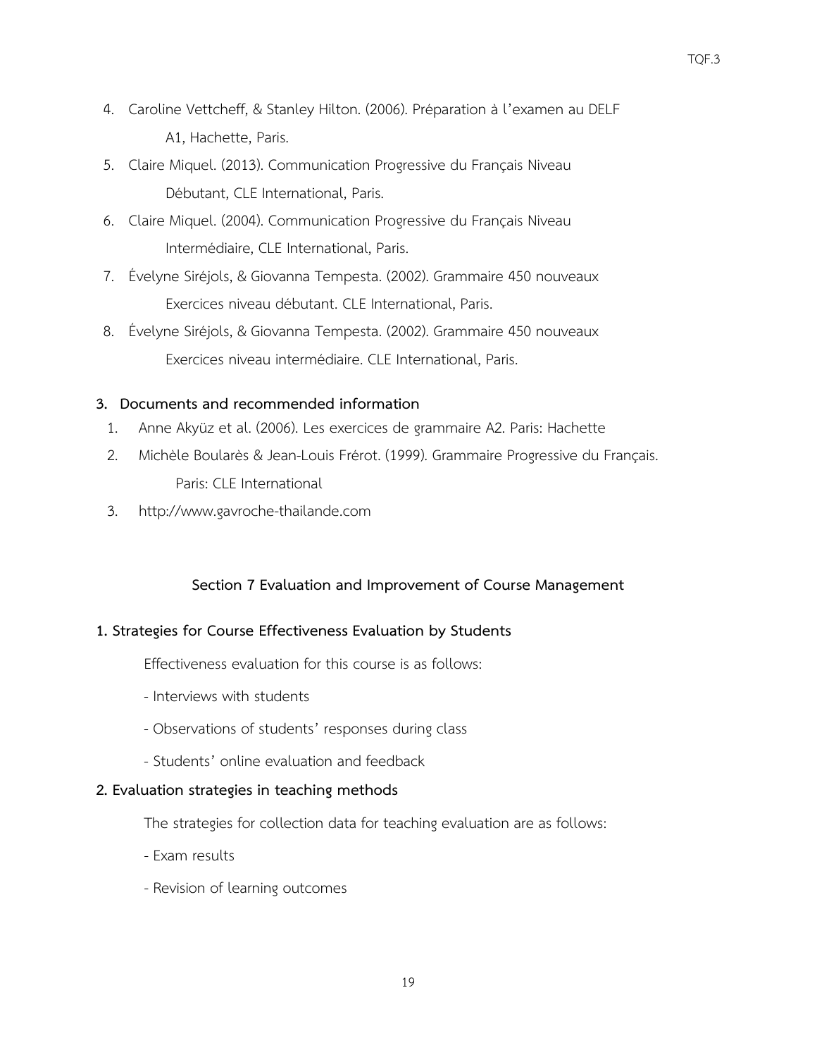4. Caroline Vettcheff, & Stanley Hilton. (2006). Préparation à l'examen au DELF A1, Hachette, Paris.
5. Claire Miquel. (2013). Communication Progressive du Français Niveau Débutant, CLE International, Paris.
6. Claire Miquel. (2004). Communication Progressive du Français Niveau Intermédiaire, CLE International, Paris.
7. Évelyne Siréjols, & Giovanna Tempesta. (2002). Grammaire 450 nouveaux Exercices niveau débutant. CLE International, Paris.
8. Évelyne Siréjols, & Giovanna Tempesta. (2002). Grammaire 450 nouveaux Exercices niveau intermédiaire. CLE International, Paris.

**3. Documents and recommended information**

1. Anne Akyüz et al. (2006). Les exercices de grammaire A2. Paris: Hachette
2. Michèle Boularès & Jean-Louis Frérot. (1999). Grammaire Progressive du Français. Paris: CLE International
3. http://www.gavroche-thailande.com

## Section 7 Evaluation and Improvement of Course Management

**1. Strategies for Course Effectiveness Evaluation by Students**

Effectiveness evaluation for this course is as follows:

- Interviews with students
- Observations of students' responses during class
- Students' online evaluation and feedback

**2. Evaluation strategies in teaching methods**

The strategies for collection data for teaching evaluation are as follows:

- Exam results
- Revision of learning outcomes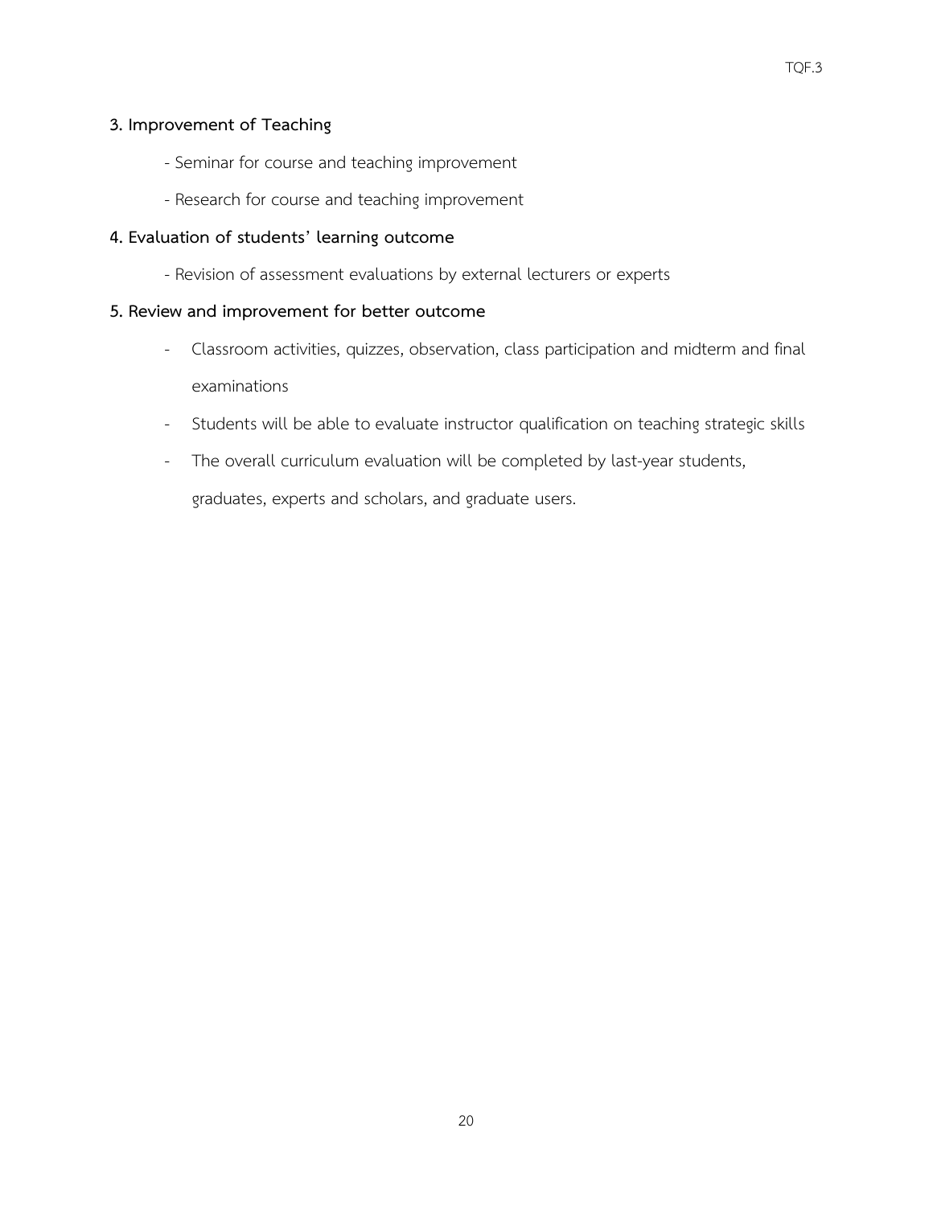### 3. Improvement of Teaching

- Seminar for course and teaching improvement
- Research for course and teaching improvement

### 4. Evaluation of students' learning outcome

- Revision of assessment evaluations by external lecturers or experts

### 5. Review and improvement for better outcome

- Classroom activities, quizzes, observation, class participation and midterm and final examinations
- Students will be able to evaluate instructor qualification on teaching strategic skills
- The overall curriculum evaluation will be completed by last-year students, graduates, experts and scholars, and graduate users.